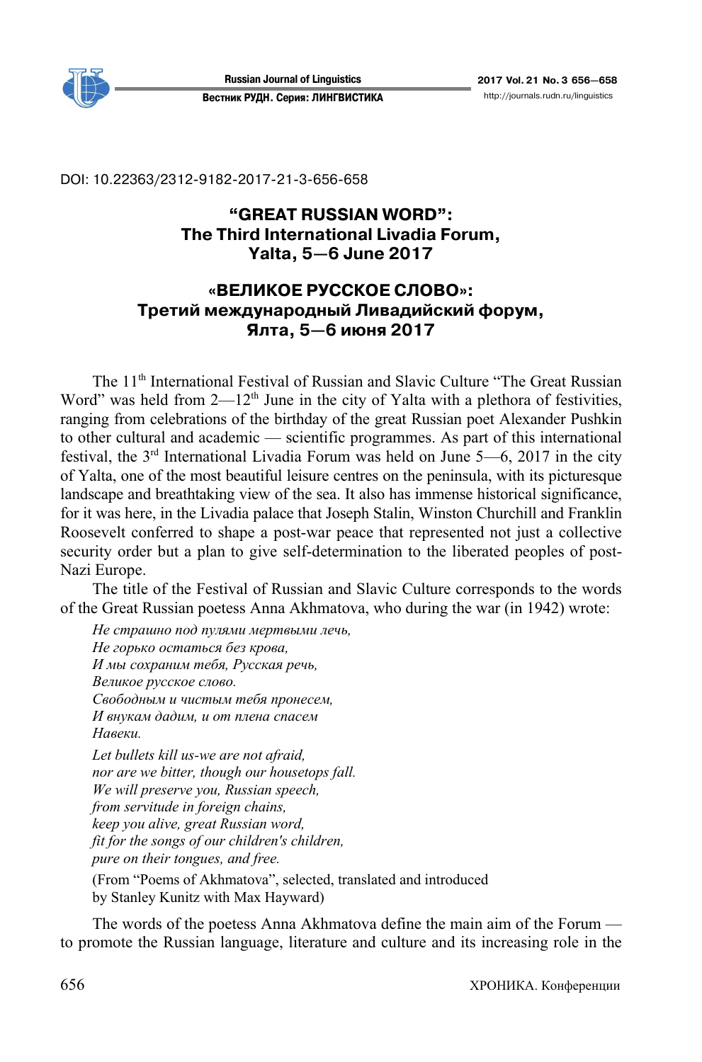DOI: 10.22363/2312-9182-2017-21-3-656-658

# "GREAT RUSSIAN WORD": The Third International Livadia Forum, Yalta, 5—6 June 2017

# «ВЕЛИКОЕ РУССКОЕ СЛОВО»: Третий международный Ливадийский форум, Ялта, 5—6 июня 2017

The 11th International Festival of Russian and Slavic Culture "The Great Russian Word" was held from 2—12th June in the city of Yalta with a plethora of festivities, ranging from celebrations of the birthday of the great Russian poet Alexander Pushkin to other cultural and academic — scientific programmes. As part of this international festival, the 3rd International Livadia Forum was held on June 5—6, 2017 in the city of Yalta, one of the most beautiful leisure centres on the peninsula, with its picturesque landscape and breathtaking view of the sea. It also has immense historical significance, for it was here, in the Livadia palace that Joseph Stalin, Winston Churchill and Franklin Roosevelt conferred to shape a post-war peace that represented not just a collective security order but a plan to give self-determination to the liberated peoples of post-Nazi Europe.

The title of the Festival of Russian and Slavic Culture corresponds to the words of the Great Russian poetess Anna Akhmatova, who during the war (in 1942) wrote:

*Не страшно под пулями мертвыми лечь,*
*Не горько остаться без крова,*
*И мы сохраним тебя, Русская речь,*
*Великое русское слово.*
*Свободным и чистым тебя пронесем,*
*И внукам дадим, и от плена спасем*
*Навеки.*

*Let bullets kill us-we are not afraid,*
*nor are we bitter, though our housetops fall.*
*We will preserve you, Russian speech,*
*from servitude in foreign chains,*
*keep you alive, great Russian word,*
*fit for the songs of our children's children,*
*pure on their tongues, and free.*

(From "Poems of Akhmatova", selected, translated and introduced by Stanley Kunitz with Max Hayward)

The words of the poetess Anna Akhmatova define the main aim of the Forum — to promote the Russian language, literature and culture and its increasing role in the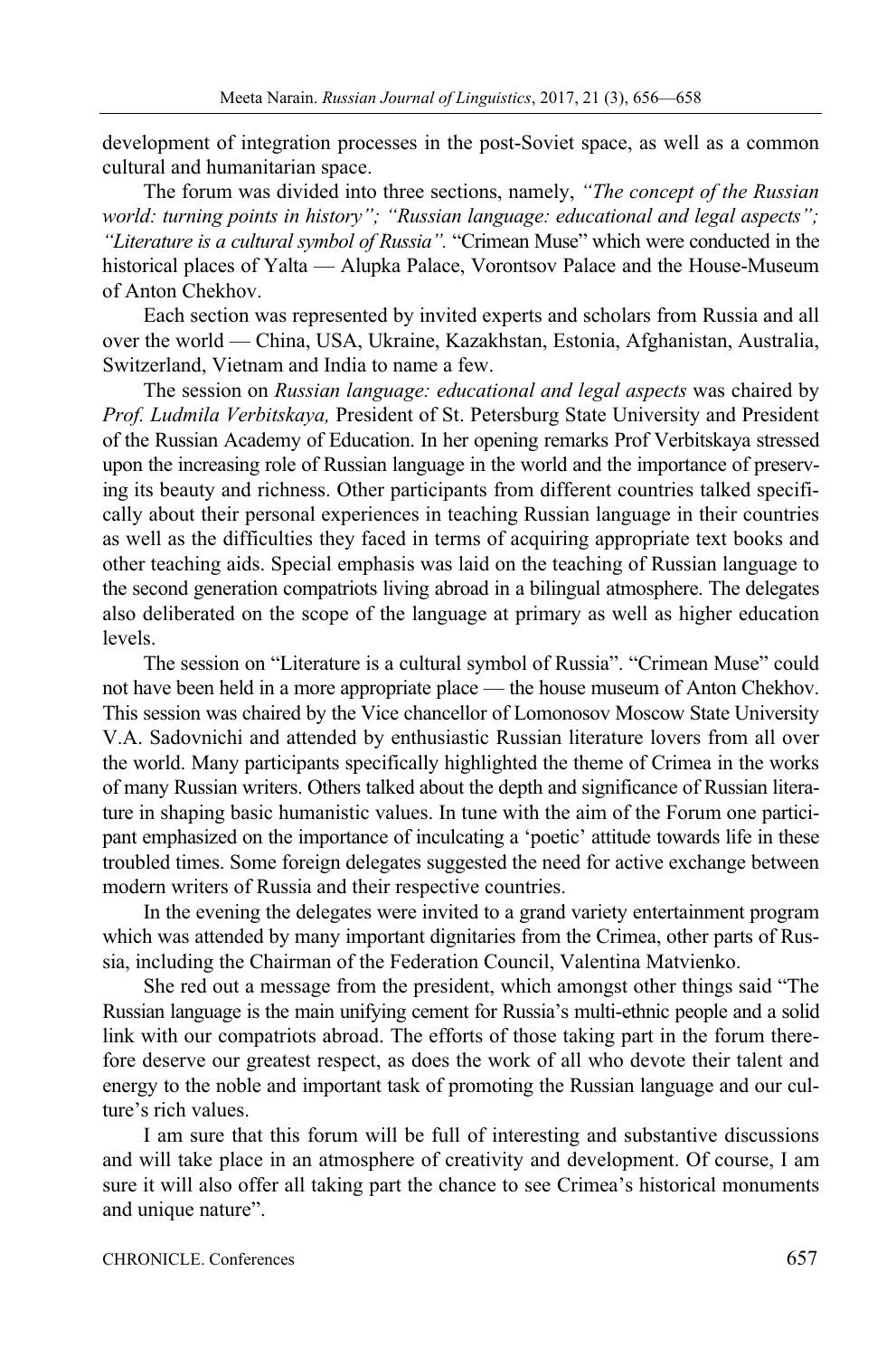development of integration processes in the post-Soviet space, as well as a common cultural and humanitarian space.

The forum was divided into three sections, namely, *"The concept of the Russian world: turning points in history"; "Russian language: educational and legal aspects"; "Literature is a cultural symbol of Russia"*. "Crimean Muse" which were conducted in the historical places of Yalta — Alupka Palace, Vorontsov Palace and the House-Museum of Anton Chekhov.

Each section was represented by invited experts and scholars from Russia and all over the world — China, USA, Ukraine, Kazakhstan, Estonia, Afghanistan, Australia, Switzerland, Vietnam and India to name a few.

The session on *Russian language: educational and legal aspects* was chaired by *Prof. Ludmila Verbitskaya,* President of St. Petersburg State University and President of the Russian Academy of Education. In her opening remarks Prof Verbitskaya stressed upon the increasing role of Russian language in the world and the importance of preserving its beauty and richness. Other participants from different countries talked specifically about their personal experiences in teaching Russian language in their countries as well as the difficulties they faced in terms of acquiring appropriate text books and other teaching aids. Special emphasis was laid on the teaching of Russian language to the second generation compatriots living abroad in a bilingual atmosphere. The delegates also deliberated on the scope of the language at primary as well as higher education levels.

The session on "Literature is a cultural symbol of Russia". "Crimean Muse" could not have been held in a more appropriate place — the house museum of Anton Chekhov. This session was chaired by the Vice chancellor of Lomonosov Moscow State University V.A. Sadovnichi and attended by enthusiastic Russian literature lovers from all over the world. Many participants specifically highlighted the theme of Crimea in the works of many Russian writers. Others talked about the depth and significance of Russian literature in shaping basic humanistic values. In tune with the aim of the Forum one participant emphasized on the importance of inculcating a 'poetic' attitude towards life in these troubled times. Some foreign delegates suggested the need for active exchange between modern writers of Russia and their respective countries.

In the evening the delegates were invited to a grand variety entertainment program which was attended by many important dignitaries from the Crimea, other parts of Russia, including the Chairman of the Federation Council, Valentina Matvienko.

She red out a message from the president, which amongst other things said "The Russian language is the main unifying cement for Russia's multi-ethnic people and a solid link with our compatriots abroad. The efforts of those taking part in the forum therefore deserve our greatest respect, as does the work of all who devote their talent and energy to the noble and important task of promoting the Russian language and our culture's rich values.

I am sure that this forum will be full of interesting and substantive discussions and will take place in an atmosphere of creativity and development. Of course, I am sure it will also offer all taking part the chance to see Crimea's historical monuments and unique nature".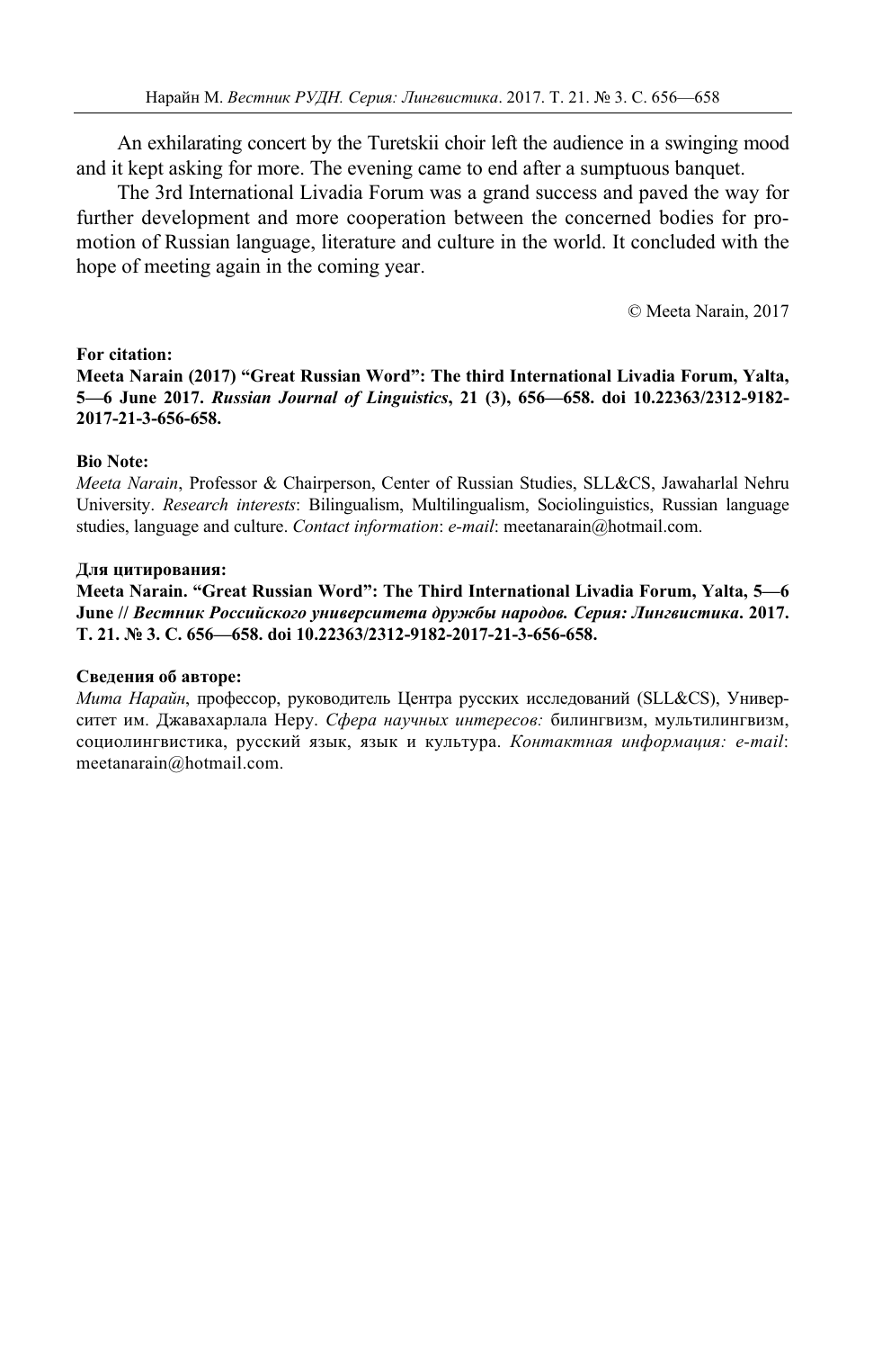An exhilarating concert by the Turetskii choir left the audience in a swinging mood and it kept asking for more. The evening came to end after a sumptuous banquet.

The 3rd International Livadia Forum was a grand success and paved the way for further development and more cooperation between the concerned bodies for promotion of Russian language, literature and culture in the world. It concluded with the hope of meeting again in the coming year.

© Meeta Narain, 2017

**For citation:**

**Meeta Narain (2017) "Great Russian Word": The third International Livadia Forum, Yalta, 5—6 June 2017. *Russian Journal of Linguistics*, 21 (3), 656—658. doi 10.22363/2312-9182-2017-21-3-656-658.**

**Bio Note:**

*Meeta Narain*, Professor & Chairperson, Center of Russian Studies, SLL&CS, Jawaharlal Nehru University. *Research interests*: Bilingualism, Multilingualism, Sociolinguistics, Russian language studies, language and culture. *Contact information*: *e-mail*: meetanarain@hotmail.com.

**Для цитирования:**

**Meeta Narain. "Great Russian Word": The Third International Livadia Forum, Yalta, 5—6 June // *Вестник Российского университета дружбы народов. Серия: Лингвистика*. 2017. Т. 21. № 3. С. 656—658. doi 10.22363/2312-9182-2017-21-3-656-658.**

**Сведения об авторе:**

*Мита Нарайн*, профессор, руководитель Центра русских исследований (SLL&CS), Университет им. Джавахарлала Неру. *Сфера научных интересов:* билингвизм, мультилингвизм, социолингвистика, русский язык, язык и культура. *Контактная информация: e-mail*: meetanarain@hotmail.com.